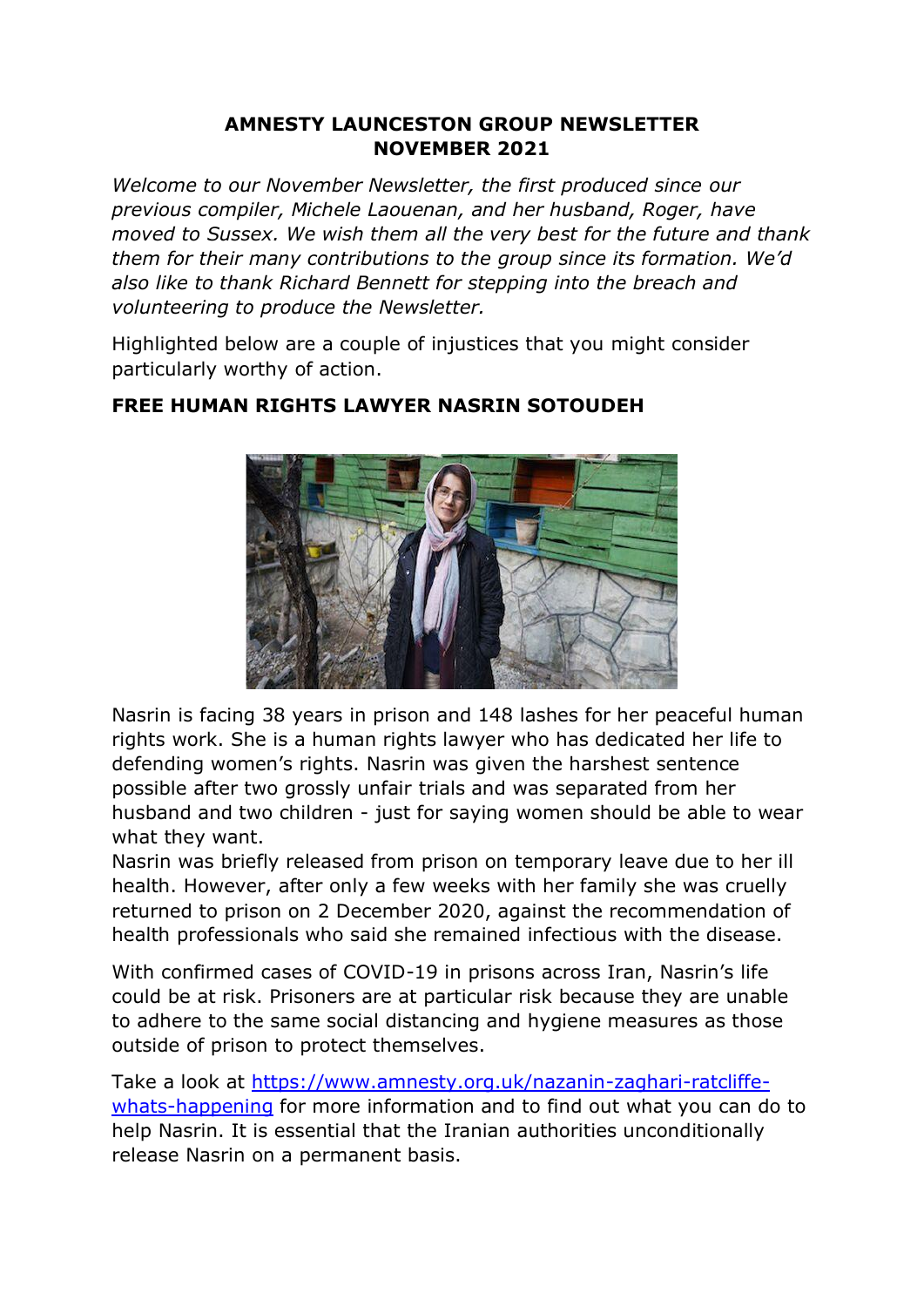**AMNESTY LAUNCESTON GROUP NEWSLETTER**
**NOVEMBER 2021**

*Welcome to our November Newsletter, the first produced since our previous compiler, Michele Laouenan, and her husband, Roger, have moved to Sussex. We wish them all the very best for the future and thank them for their many contributions to the group since its formation. We'd also like to thank Richard Bennett for stepping into the breach and volunteering to produce the Newsletter.*

Highlighted below are a couple of injustices that you might consider particularly worthy of action.

**FREE HUMAN RIGHTS LAWYER NASRIN SOTOUDEH**

Nasrin is facing 38 years in prison and 148 lashes for her peaceful human rights work. She is a human rights lawyer who has dedicated her life to defending women's rights. Nasrin was given the harshest sentence possible after two grossly unfair trials and was separated from her husband and two children - just for saying women should be able to wear what they want.
Nasrin was briefly released from prison on temporary leave due to her ill health. However, after only a few weeks with her family she was cruelly returned to prison on 2 December 2020, against the recommendation of health professionals who said she remained infectious with the disease.

With confirmed cases of COVID-19 in prisons across Iran, Nasrin's life could be at risk. Prisoners are at particular risk because they are unable to adhere to the same social distancing and hygiene measures as those outside of prison to protect themselves.

Take a look at [https://www.amnesty.org.uk/nazanin-zaghari-ratcliffe-whats-happening](https://www.amnesty.org.uk/nazanin-zaghari-ratcliffe-whats-happening) for more information and to find out what you can do to help Nasrin. It is essential that the Iranian authorities unconditionally release Nasrin on a permanent basis.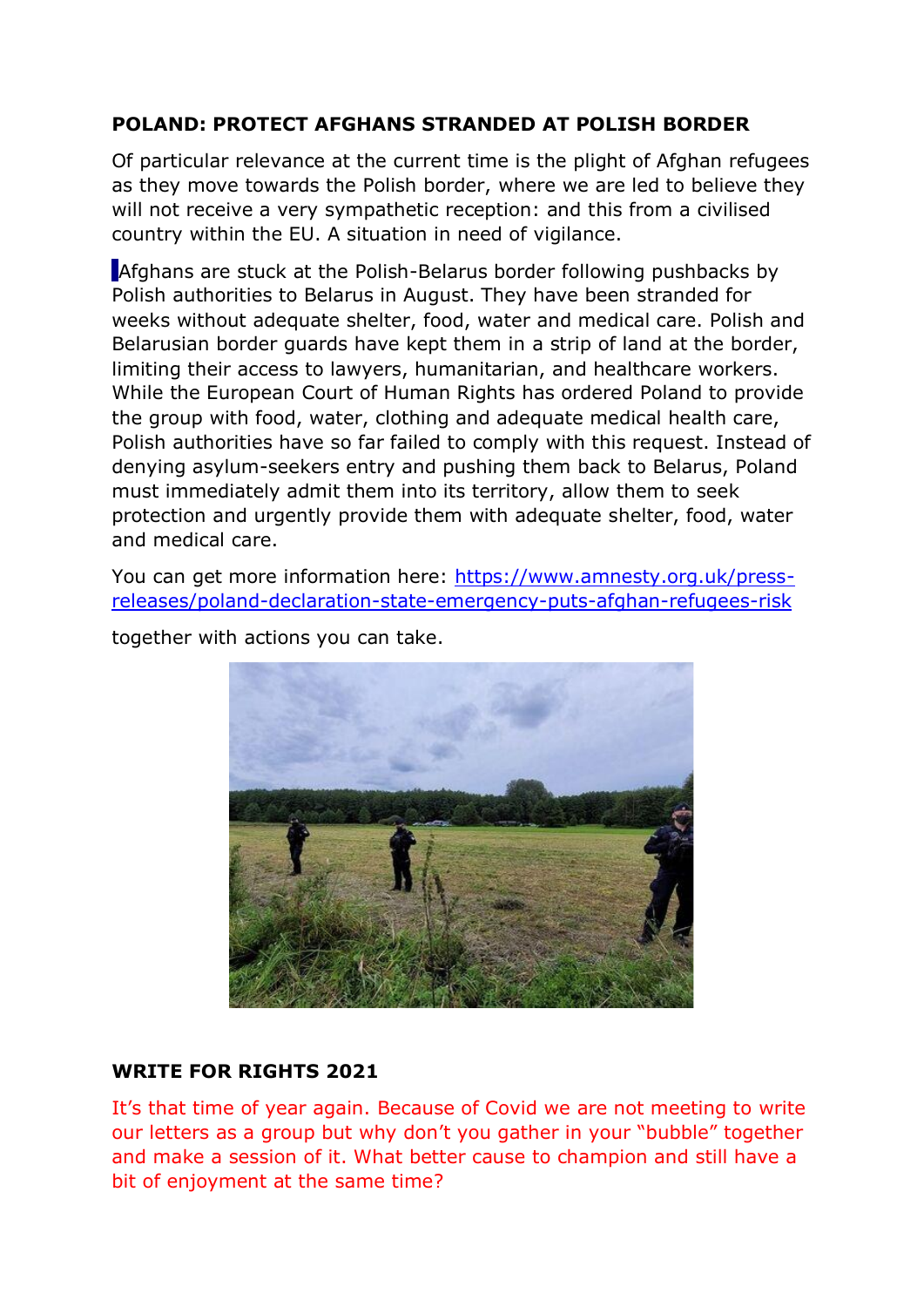**POLAND: PROTECT AFGHANS STRANDED AT POLISH BORDER**

Of particular relevance at the current time is the plight of Afghan refugees as they move towards the Polish border, where we are led to believe they will not receive a very sympathetic reception: and this from a civilised country within the EU. A situation in need of vigilance.

Afghans are stuck at the Polish-Belarus border following pushbacks by Polish authorities to Belarus in August. They have been stranded for weeks without adequate shelter, food, water and medical care. Polish and Belarusian border guards have kept them in a strip of land at the border, limiting their access to lawyers, humanitarian, and healthcare workers. While the European Court of Human Rights has ordered Poland to provide the group with food, water, clothing and adequate medical health care, Polish authorities have so far failed to comply with this request. Instead of denying asylum-seekers entry and pushing them back to Belarus, Poland must immediately admit them into its territory, allow them to seek protection and urgently provide them with adequate shelter, food, water and medical care.

You can get more information here: [https://www.amnesty.org.uk/press-releases/poland-declaration-state-emergency-puts-afghan-refugees-risk](https://www.amnesty.org.uk/press-releases/poland-declaration-state-emergency-puts-afghan-refugees-risk)

together with actions you can take.

**WRITE FOR RIGHTS 2021**

It's that time of year again. Because of Covid we are not meeting to write our letters as a group but why don't you gather in your "bubble" together and make a session of it. What better cause to champion and still have a bit of enjoyment at the same time?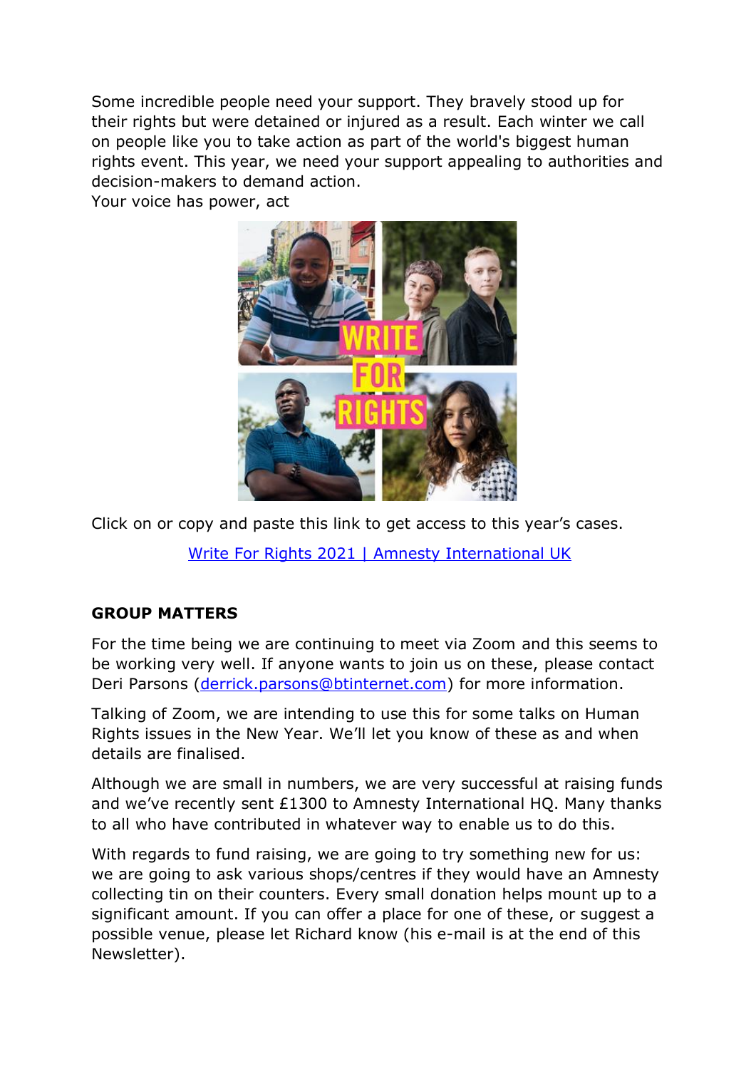Some incredible people need your support. They bravely stood up for their rights but were detained or injured as a result. Each winter we call on people like you to take action as part of the world's biggest human rights event. This year, we need your support appealing to authorities and decision-makers to demand action.
Your voice has power, act

Click on or copy and paste this link to get access to this year's cases.

[Write For Rights 2021 | Amnesty International UK](Write For Rights 2021 | Amnesty International UK)

## GROUP MATTERS

For the time being we are continuing to meet via Zoom and this seems to be working very well. If anyone wants to join us on these, please contact Deri Parsons (derrick.parsons@btinternet.com) for more information.

Talking of Zoom, we are intending to use this for some talks on Human Rights issues in the New Year. We'll let you know of these as and when details are finalised.

Although we are small in numbers, we are very successful at raising funds and we've recently sent £1300 to Amnesty International HQ. Many thanks to all who have contributed in whatever way to enable us to do this.

With regards to fund raising, we are going to try something new for us: we are going to ask various shops/centres if they would have an Amnesty collecting tin on their counters. Every small donation helps mount up to a significant amount. If you can offer a place for one of these, or suggest a possible venue, please let Richard know (his e-mail is at the end of this Newsletter).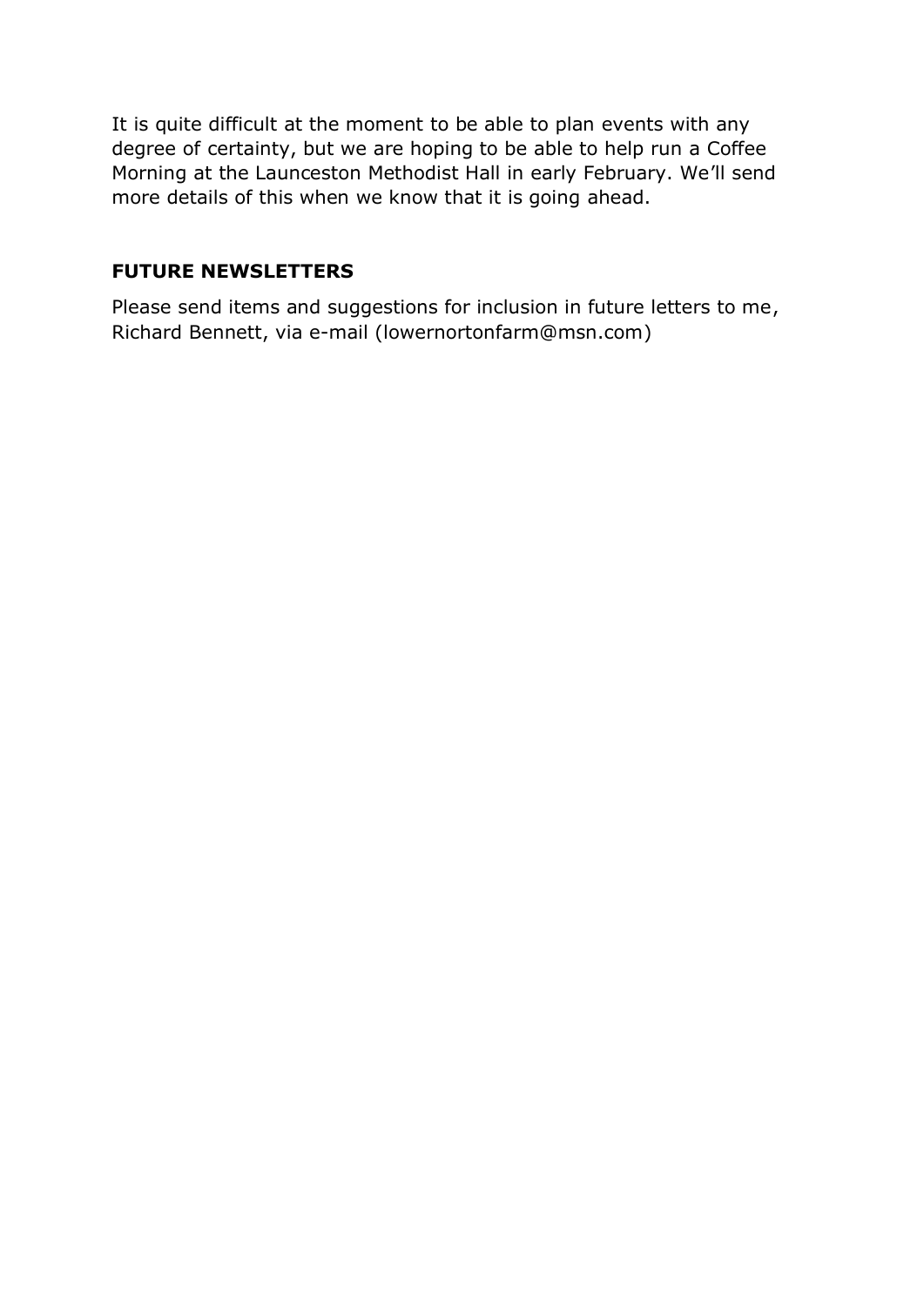It is quite difficult at the moment to be able to plan events with any degree of certainty, but we are hoping to be able to help run a Coffee Morning at the Launceston Methodist Hall in early February. We'll send more details of this when we know that it is going ahead.

## FUTURE NEWSLETTERS

Please send items and suggestions for inclusion in future letters to me, Richard Bennett, via e-mail (lowernortonfarm@msn.com)